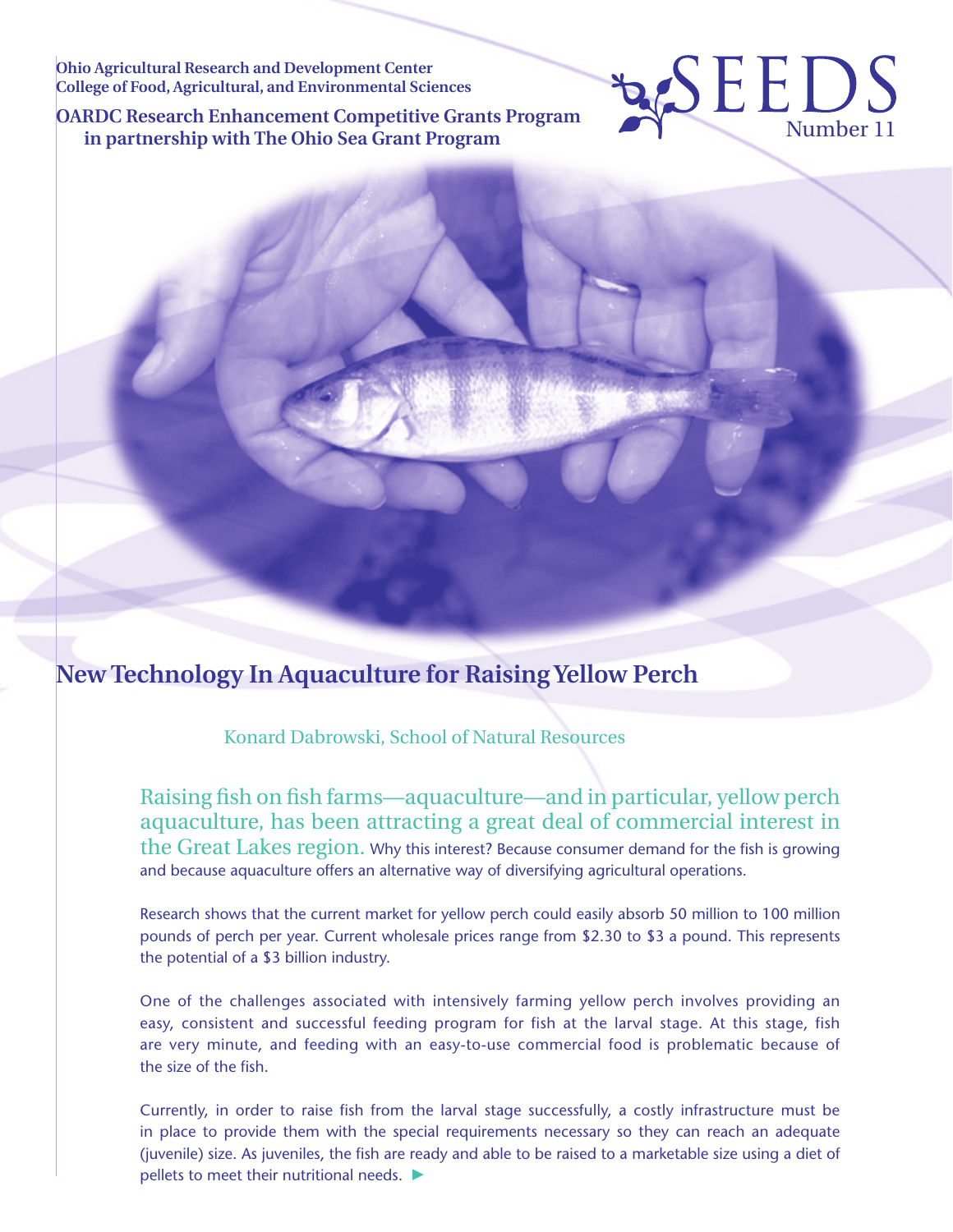Ohio Agricultural Research and Development Center
College of Food, Agricultural, and Environmental Sciences

**OARDC Research Enhancement Competitive Grants Program in partnership with The Ohio Sea Grant Program**

SEEDS Number 11

# New Technology In Aquaculture for Raising Yellow Perch

Konard Dabrowski, School of Natural Resources

Raising fish on fish farms—aquaculture—and in particular, yellow perch aquaculture, has been attracting a great deal of commercial interest in the Great Lakes region. Why this interest? Because consumer demand for the fish is growing and because aquaculture offers an alternative way of diversifying agricultural operations.

Research shows that the current market for yellow perch could easily absorb 50 million to 100 million pounds of perch per year. Current wholesale prices range from $2.30 to $3 a pound. This represents the potential of a $3 billion industry.

One of the challenges associated with intensively farming yellow perch involves providing an easy, consistent and successful feeding program for fish at the larval stage. At this stage, fish are very minute, and feeding with an easy-to-use commercial food is problematic because of the size of the fish.

Currently, in order to raise fish from the larval stage successfully, a costly infrastructure must be in place to provide them with the special requirements necessary so they can reach an adequate (juvenile) size. As juveniles, the fish are ready and able to be raised to a marketable size using a diet of pellets to meet their nutritional needs. ►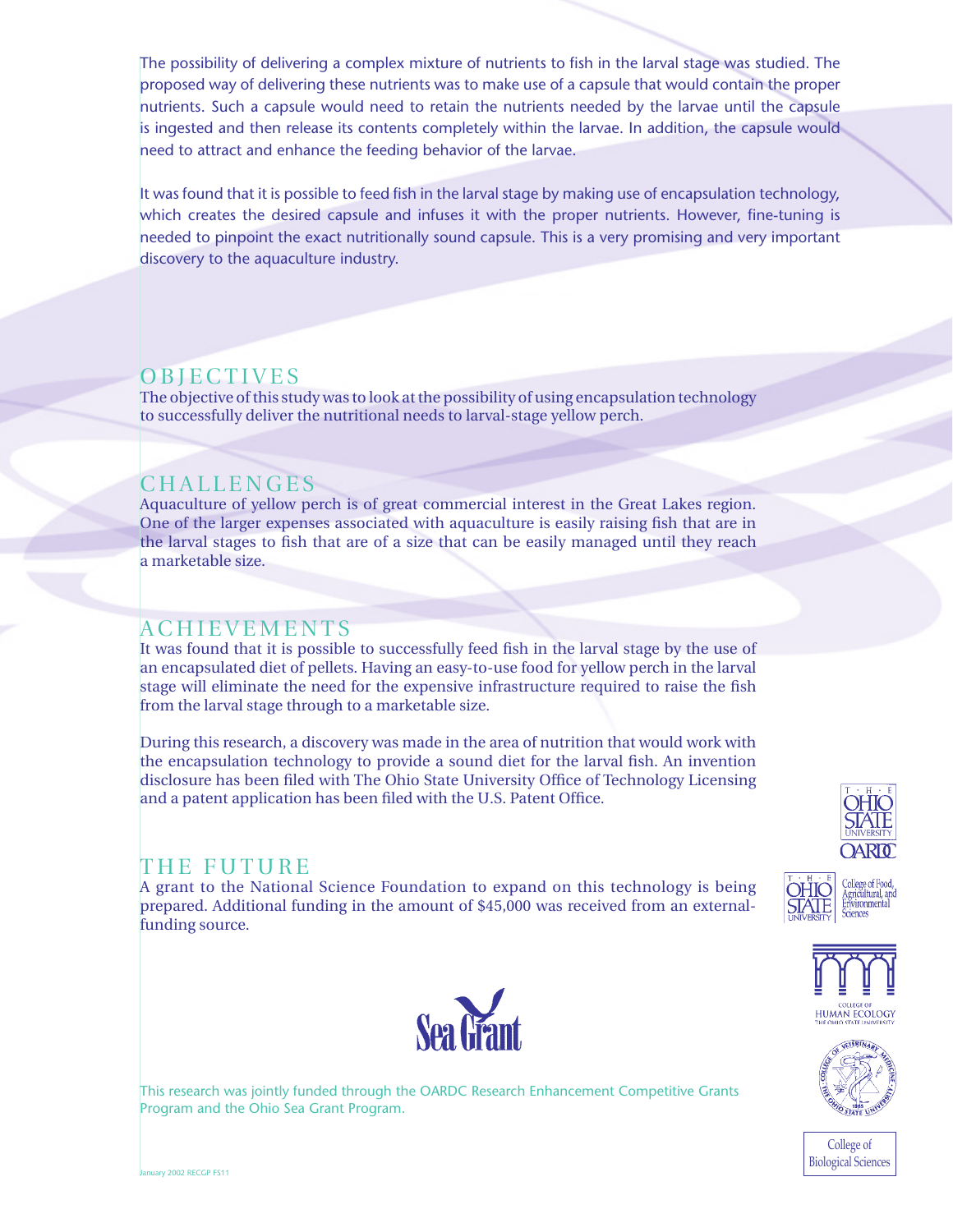The possibility of delivering a complex mixture of nutrients to fish in the larval stage was studied. The proposed way of delivering these nutrients was to make use of a capsule that would contain the proper nutrients. Such a capsule would need to retain the nutrients needed by the larvae until the capsule is ingested and then release its contents completely within the larvae. In addition, the capsule would need to attract and enhance the feeding behavior of the larvae.

It was found that it is possible to feed fish in the larval stage by making use of encapsulation technology, which creates the desired capsule and infuses it with the proper nutrients. However, fine-tuning is needed to pinpoint the exact nutritionally sound capsule. This is a very promising and very important discovery to the aquaculture industry.

## OBJECTIVES

The objective of this study was to look at the possibility of using encapsulation technology to successfully deliver the nutritional needs to larval-stage yellow perch.

## CHALLENGES

Aquaculture of yellow perch is of great commercial interest in the Great Lakes region. One of the larger expenses associated with aquaculture is easily raising fish that are in the larval stages to fish that are of a size that can be easily managed until they reach a marketable size.

## ACHIEVEMENTS

It was found that it is possible to successfully feed fish in the larval stage by the use of an encapsulated diet of pellets. Having an easy-to-use food for yellow perch in the larval stage will eliminate the need for the expensive infrastructure required to raise the fish from the larval stage through to a marketable size.

During this research, a discovery was made in the area of nutrition that would work with the encapsulation technology to provide a sound diet for the larval fish. An invention disclosure has been filed with The Ohio State University Office of Technology Licensing and a patent application has been filed with the U.S. Patent Office.

## THE FUTURE

A grant to the National Science Foundation to expand on this technology is being prepared. Additional funding in the amount of $45,000 was received from an external-funding source.

Sea Grant

This research was jointly funded through the OARDC Research Enhancement Competitive Grants Program and the Ohio Sea Grant Program.

The Ohio State University OARDC

The Ohio State University College of Food, Agricultural, and Environmental Sciences

College of Human Ecology, The Ohio State University

College of Veterinary Medicine, The Ohio State University

College of Biological Sciences

January 2002 RECGP FS11